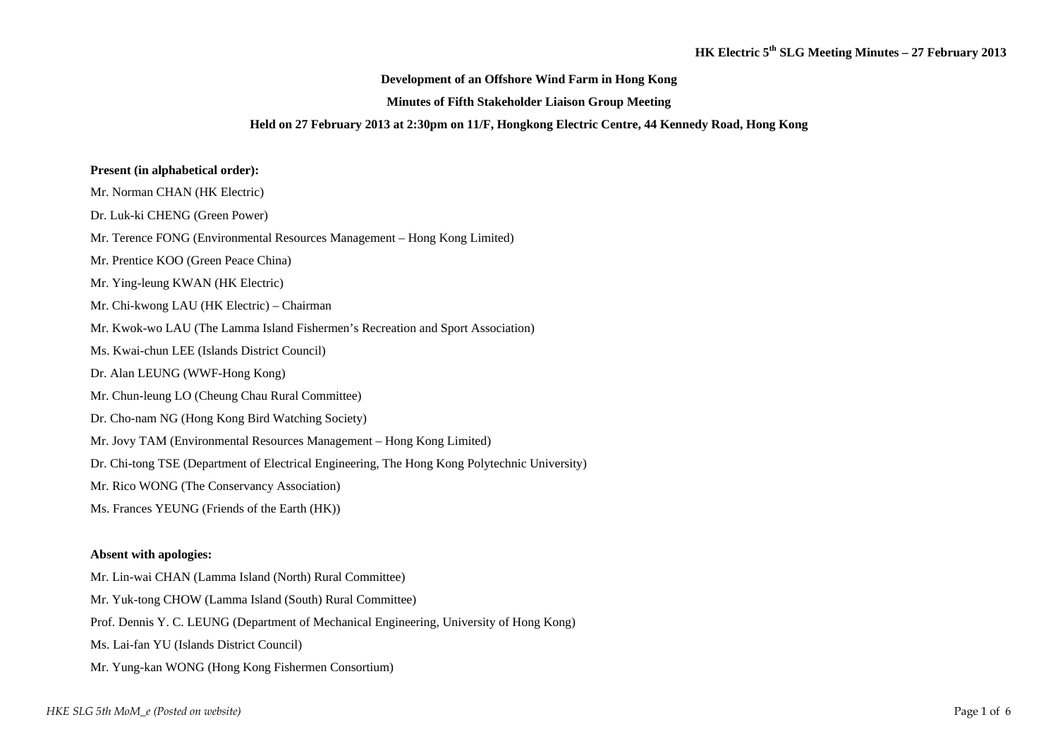**Development of an Offshore Wind Farm in Hong Kong**

**Minutes of Fifth Stakeholder Liaison Group Meeting**

**Held on 27 February 2013 at 2:30pm on 11/F, Hongkong Electric Centre, 44 Kennedy Road, Hong Kong**

**Present (in alphabetical order):**

Mr. Norman CHAN (HK Electric)

Dr. Luk-ki CHENG (Green Power)

Mr. Terence FONG (Environmental Resources Management – Hong Kong Limited)

Mr. Prentice KOO (Green Peace China)

Mr. Ying-leung KWAN (HK Electric)

Mr. Chi-kwong LAU (HK Electric) – Chairman

Mr. Kwok-wo LAU (The Lamma Island Fishermen's Recreation and Sport Association)

Ms. Kwai-chun LEE (Islands District Council)

Dr. Alan LEUNG (WWF-Hong Kong)

Mr. Chun-leung LO (Cheung Chau Rural Committee)

Dr. Cho-nam NG (Hong Kong Bird Watching Society)

Mr. Jovy TAM (Environmental Resources Management – Hong Kong Limited)

Dr. Chi-tong TSE (Department of Electrical Engineering, The Hong Kong Polytechnic University)

Mr. Rico WONG (The Conservancy Association)

Ms. Frances YEUNG (Friends of the Earth (HK))

**Absent with apologies:**

Mr. Lin-wai CHAN (Lamma Island (North) Rural Committee)

Mr. Yuk-tong CHOW (Lamma Island (South) Rural Committee)

Prof. Dennis Y. C. LEUNG (Department of Mechanical Engineering, University of Hong Kong)

Ms. Lai-fan YU (Islands District Council)

Mr. Yung-kan WONG (Hong Kong Fishermen Consortium)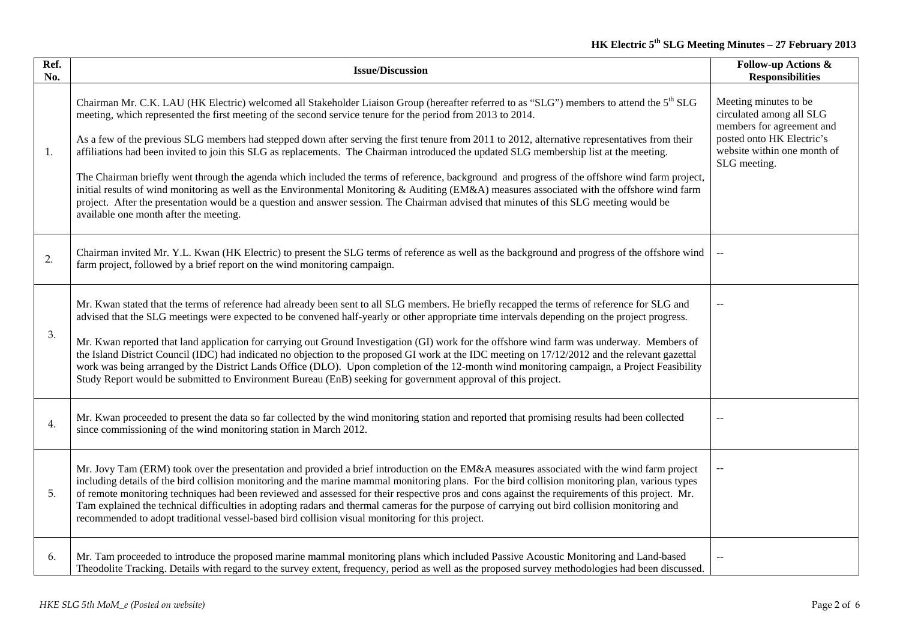| Ref. No. | Issue/Discussion | Follow-up Actions & Responsibilities |
|---|---|---|
| 1. | Chairman Mr. C.K. LAU (HK Electric) welcomed all Stakeholder Liaison Group (hereafter referred to as "SLG") members to attend the 5th SLG meeting, which represented the first meeting of the second service tenure for the period from 2013 to 2014.<br><br>As a few of the previous SLG members had stepped down after serving the first tenure from 2011 to 2012, alternative representatives from their affiliations had been invited to join this SLG as replacements. The Chairman introduced the updated SLG membership list at the meeting.<br><br>The Chairman briefly went through the agenda which included the terms of reference, background and progress of the offshore wind farm project, initial results of wind monitoring as well as the Environmental Monitoring & Auditing (EM&A) measures associated with the offshore wind farm project. After the presentation would be a question and answer session. The Chairman advised that minutes of this SLG meeting would be available one month after the meeting. | Meeting minutes to be circulated among all SLG members for agreement and posted onto HK Electric's website within one month of SLG meeting. |
| 2. | Chairman invited Mr. Y.L. Kwan (HK Electric) to present the SLG terms of reference as well as the background and progress of the offshore wind farm project, followed by a brief report on the wind monitoring campaign. | -- |
| 3. | Mr. Kwan stated that the terms of reference had already been sent to all SLG members. He briefly recapped the terms of reference for SLG and advised that the SLG meetings were expected to be convened half-yearly or other appropriate time intervals depending on the project progress.<br><br>Mr. Kwan reported that land application for carrying out Ground Investigation (GI) work for the offshore wind farm was underway. Members of the Island District Council (IDC) had indicated no objection to the proposed GI work at the IDC meeting on 17/12/2012 and the relevant gazettal work was being arranged by the District Lands Office (DLO). Upon completion of the 12-month wind monitoring campaign, a Project Feasibility Study Report would be submitted to Environment Bureau (EnB) seeking for government approval of this project. | -- |
| 4. | Mr. Kwan proceeded to present the data so far collected by the wind monitoring station and reported that promising results had been collected since commissioning of the wind monitoring station in March 2012. | -- |
| 5. | Mr. Jovy Tam (ERM) took over the presentation and provided a brief introduction on the EM&A measures associated with the wind farm project including details of the bird collision monitoring and the marine mammal monitoring plans. For the bird collision monitoring plan, various types of remote monitoring techniques had been reviewed and assessed for their respective pros and cons against the requirements of this project. Mr. Tam explained the technical difficulties in adopting radars and thermal cameras for the purpose of carrying out bird collision monitoring and recommended to adopt traditional vessel-based bird collision visual monitoring for this project. | -- |
| 6. | Mr. Tam proceeded to introduce the proposed marine mammal monitoring plans which included Passive Acoustic Monitoring and Land-based Theodolite Tracking. Details with regard to the survey extent, frequency, period as well as the proposed survey methodologies had been discussed. | -- |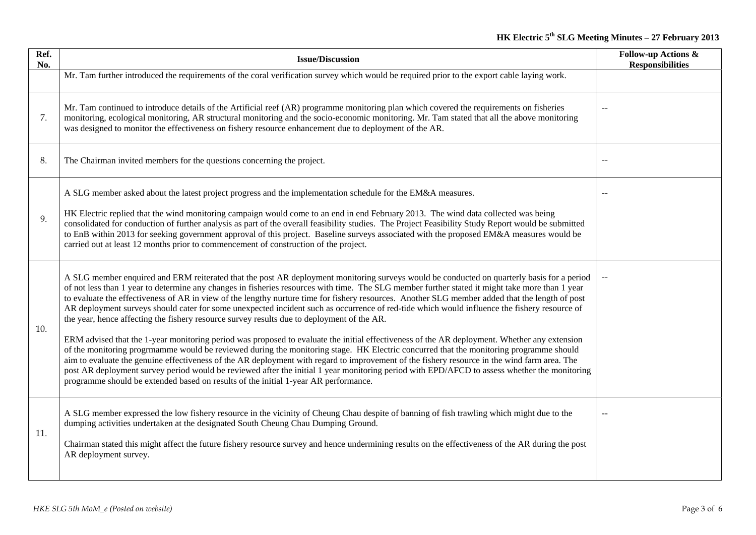| Ref. No. | Issue/Discussion | Follow-up Actions & Responsibilities |
|---|---|---|
| | Mr. Tam further introduced the requirements of the coral verification survey which would be required prior to the export cable laying work. | |
| 7. | Mr. Tam continued to introduce details of the Artificial reef (AR) programme monitoring plan which covered the requirements on fisheries monitoring, ecological monitoring, AR structural monitoring and the socio-economic monitoring. Mr. Tam stated that all the above monitoring was designed to monitor the effectiveness on fishery resource enhancement due to deployment of the AR. | -- |
| 8. | The Chairman invited members for the questions concerning the project. | -- |
| 9. | A SLG member asked about the latest project progress and the implementation schedule for the EM&A measures.<br><br>HK Electric replied that the wind monitoring campaign would come to an end in end February 2013. The wind data collected was being consolidated for conduction of further analysis as part of the overall feasibility studies. The Project Feasibility Study Report would be submitted to EnB within 2013 for seeking government approval of this project. Baseline surveys associated with the proposed EM&A measures would be carried out at least 12 months prior to commencement of construction of the project. | -- |
| 10. | A SLG member enquired and ERM reiterated that the post AR deployment monitoring surveys would be conducted on quarterly basis for a period of not less than 1 year to determine any changes in fisheries resources with time. The SLG member further stated it might take more than 1 year to evaluate the effectiveness of AR in view of the lengthy nurture time for fishery resources. Another SLG member added that the length of post AR deployment surveys should cater for some unexpected incident such as occurrence of red-tide which would influence the fishery resource of the year, hence affecting the fishery resource survey results due to deployment of the AR.<br><br>ERM advised that the 1-year monitoring period was proposed to evaluate the initial effectiveness of the AR deployment. Whether any extension of the monitoring progrmamme would be reviewed during the monitoring stage. HK Electric concurred that the monitoring programme should aim to evaluate the genuine effectiveness of the AR deployment with regard to improvement of the fishery resource in the wind farm area. The post AR deployment survey period would be reviewed after the initial 1 year monitoring period with EPD/AFCD to assess whether the monitoring programme should be extended based on results of the initial 1-year AR performance. | -- |
| 11. | A SLG member expressed the low fishery resource in the vicinity of Cheung Chau despite of banning of fish trawling which might due to the dumping activities undertaken at the designated South Cheung Chau Dumping Ground.<br><br>Chairman stated this might affect the future fishery resource survey and hence undermining results on the effectiveness of the AR during the post AR deployment survey. | -- |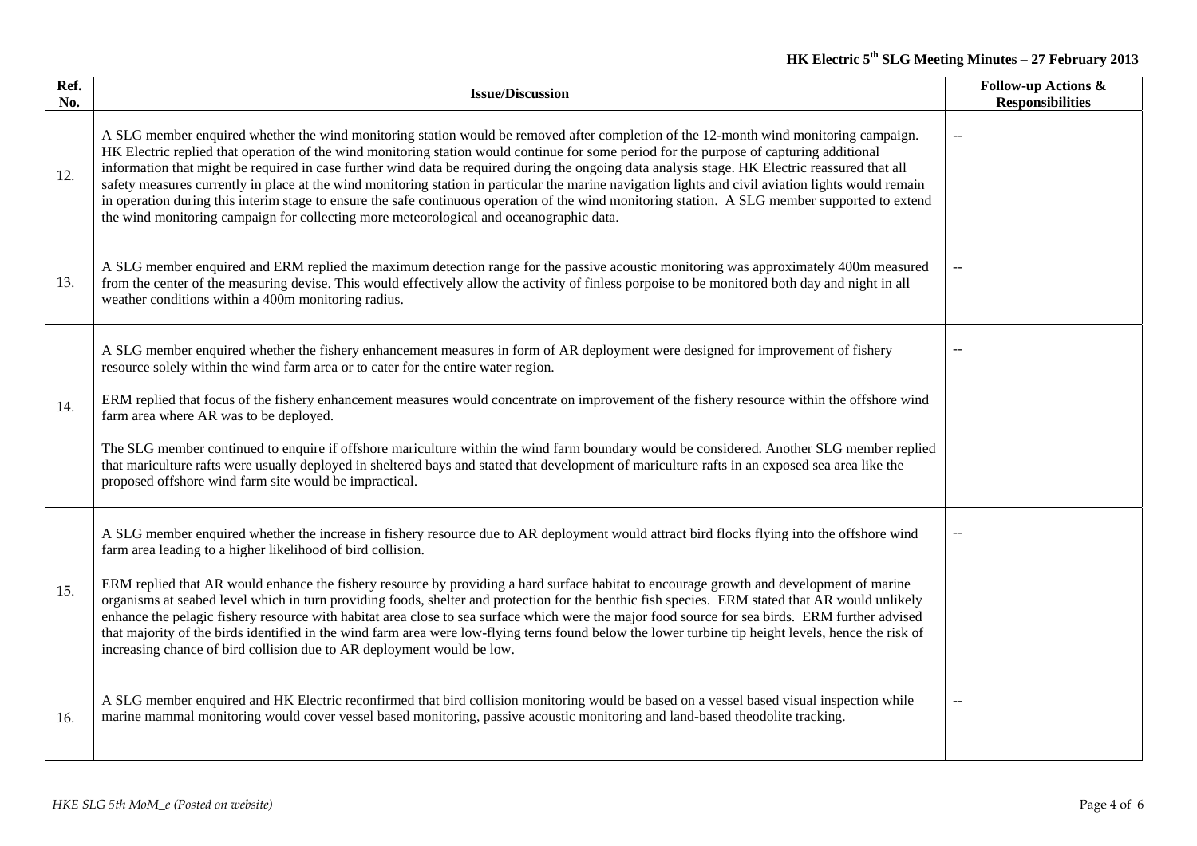| Ref. No. | Issue/Discussion | Follow-up Actions & Responsibilities |
| --- | --- | --- |
| 12. | A SLG member enquired whether the wind monitoring station would be removed after completion of the 12-month wind monitoring campaign. HK Electric replied that operation of the wind monitoring station would continue for some period for the purpose of capturing additional information that might be required in case further wind data be required during the ongoing data analysis stage. HK Electric reassured that all safety measures currently in place at the wind monitoring station in particular the marine navigation lights and civil aviation lights would remain in operation during this interim stage to ensure the safe continuous operation of the wind monitoring station. A SLG member supported to extend the wind monitoring campaign for collecting more meteorological and oceanographic data. | -- |
| 13. | A SLG member enquired and ERM replied the maximum detection range for the passive acoustic monitoring was approximately 400m measured from the center of the measuring devise. This would effectively allow the activity of finless porpoise to be monitored both day and night in all weather conditions within a 400m monitoring radius. | -- |
| 14. | A SLG member enquired whether the fishery enhancement measures in form of AR deployment were designed for improvement of fishery resource solely within the wind farm area or to cater for the entire water region.<br><br>ERM replied that focus of the fishery enhancement measures would concentrate on improvement of the fishery resource within the offshore wind farm area where AR was to be deployed.<br><br>The SLG member continued to enquire if offshore mariculture within the wind farm boundary would be considered. Another SLG member replied that mariculture rafts were usually deployed in sheltered bays and stated that development of mariculture rafts in an exposed sea area like the proposed offshore wind farm site would be impractical. | -- |
| 15. | A SLG member enquired whether the increase in fishery resource due to AR deployment would attract bird flocks flying into the offshore wind farm area leading to a higher likelihood of bird collision.<br><br>ERM replied that AR would enhance the fishery resource by providing a hard surface habitat to encourage growth and development of marine organisms at seabed level which in turn providing foods, shelter and protection for the benthic fish species. ERM stated that AR would unlikely enhance the pelagic fishery resource with habitat area close to sea surface which were the major food source for sea birds. ERM further advised that majority of the birds identified in the wind farm area were low-flying terns found below the lower turbine tip height levels, hence the risk of increasing chance of bird collision due to AR deployment would be low. | -- |
| 16. | A SLG member enquired and HK Electric reconfirmed that bird collision monitoring would be based on a vessel based visual inspection while marine mammal monitoring would cover vessel based monitoring, passive acoustic monitoring and land-based theodolite tracking. | -- |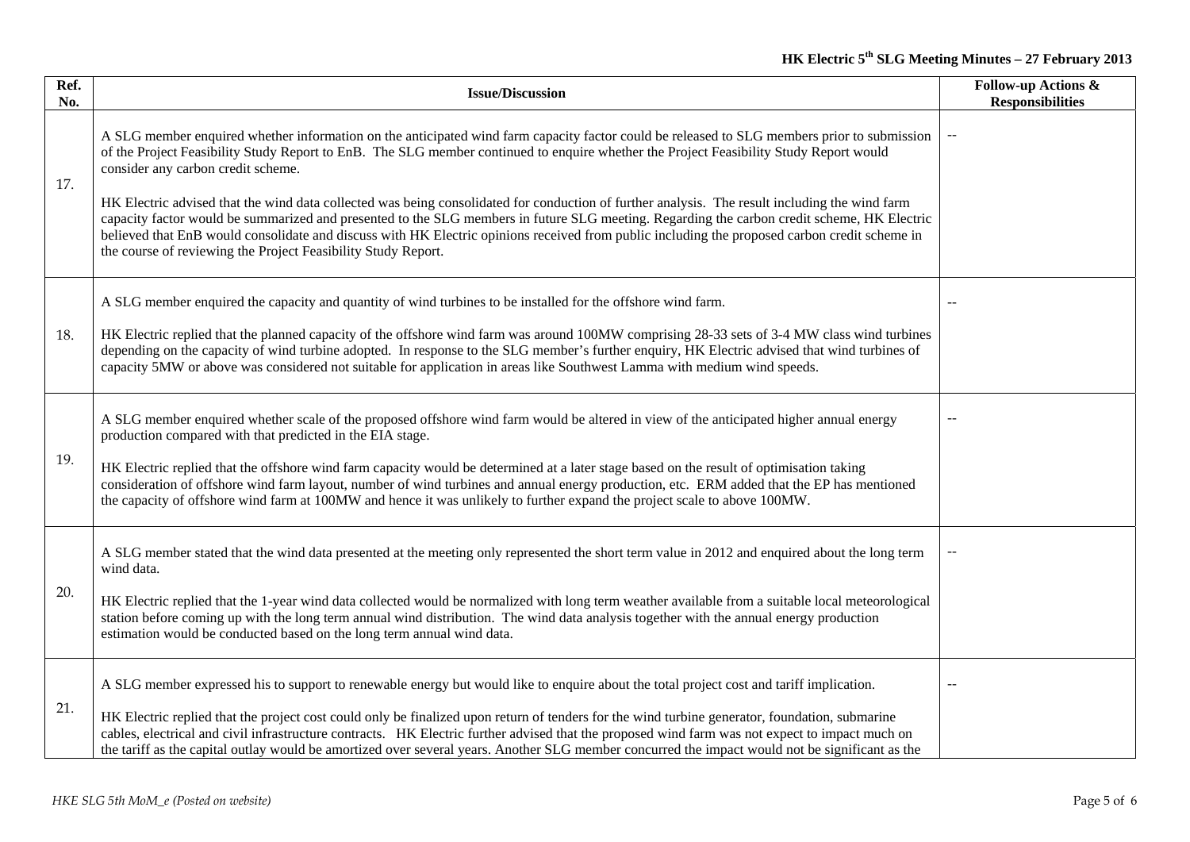| Ref. No. | Issue/Discussion | Follow-up Actions & Responsibilities |
|---|---|---|
| 17. | A SLG member enquired whether information on the anticipated wind farm capacity factor could be released to SLG members prior to submission of the Project Feasibility Study Report to EnB. The SLG member continued to enquire whether the Project Feasibility Study Report would consider any carbon credit scheme.<br><br>HK Electric advised that the wind data collected was being consolidated for conduction of further analysis. The result including the wind farm capacity factor would be summarized and presented to the SLG members in future SLG meeting. Regarding the carbon credit scheme, HK Electric believed that EnB would consolidate and discuss with HK Electric opinions received from public including the proposed carbon credit scheme in the course of reviewing the Project Feasibility Study Report. | -- |
| 18. | A SLG member enquired the capacity and quantity of wind turbines to be installed for the offshore wind farm.<br><br>HK Electric replied that the planned capacity of the offshore wind farm was around 100MW comprising 28-33 sets of 3-4 MW class wind turbines depending on the capacity of wind turbine adopted. In response to the SLG member's further enquiry, HK Electric advised that wind turbines of capacity 5MW or above was considered not suitable for application in areas like Southwest Lamma with medium wind speeds. | -- |
| 19. | A SLG member enquired whether scale of the proposed offshore wind farm would be altered in view of the anticipated higher annual energy production compared with that predicted in the EIA stage.<br><br>HK Electric replied that the offshore wind farm capacity would be determined at a later stage based on the result of optimisation taking consideration of offshore wind farm layout, number of wind turbines and annual energy production, etc. ERM added that the EP has mentioned the capacity of offshore wind farm at 100MW and hence it was unlikely to further expand the project scale to above 100MW. | -- |
| 20. | A SLG member stated that the wind data presented at the meeting only represented the short term value in 2012 and enquired about the long term wind data.<br><br>HK Electric replied that the 1-year wind data collected would be normalized with long term weather available from a suitable local meteorological station before coming up with the long term annual wind distribution. The wind data analysis together with the annual energy production estimation would be conducted based on the long term annual wind data. | -- |
| 21. | A SLG member expressed his to support to renewable energy but would like to enquire about the total project cost and tariff implication.<br><br>HK Electric replied that the project cost could only be finalized upon return of tenders for the wind turbine generator, foundation, submarine cables, electrical and civil infrastructure contracts. HK Electric further advised that the proposed wind farm was not expect to impact much on the tariff as the capital outlay would be amortized over several years. Another SLG member concurred the impact would not be significant as the | -- |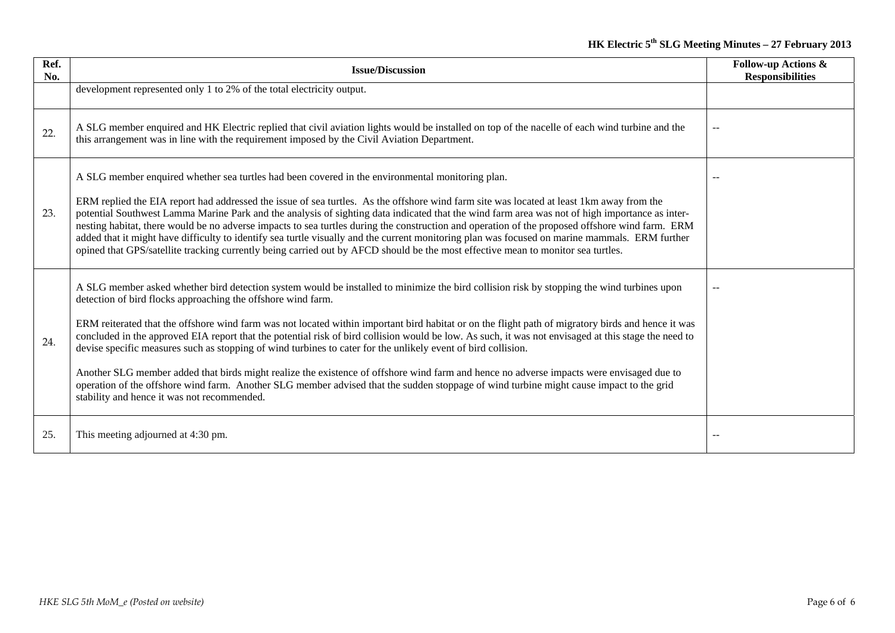| Ref. No. | Issue/Discussion | Follow-up Actions & Responsibilities |
|---|---|---|
| | development represented only 1 to 2% of the total electricity output. | |
| 22. | A SLG member enquired and HK Electric replied that civil aviation lights would be installed on top of the nacelle of each wind turbine and the this arrangement was in line with the requirement imposed by the Civil Aviation Department. | -- |
| 23. | A SLG member enquired whether sea turtles had been covered in the environmental monitoring plan.<br><br>ERM replied the EIA report had addressed the issue of sea turtles. As the offshore wind farm site was located at least 1km away from the potential Southwest Lamma Marine Park and the analysis of sighting data indicated that the wind farm area was not of high importance as inter-nesting habitat, there would be no adverse impacts to sea turtles during the construction and operation of the proposed offshore wind farm. ERM added that it might have difficulty to identify sea turtle visually and the current monitoring plan was focused on marine mammals. ERM further opined that GPS/satellite tracking currently being carried out by AFCD should be the most effective mean to monitor sea turtles. | -- |
| 24. | A SLG member asked whether bird detection system would be installed to minimize the bird collision risk by stopping the wind turbines upon detection of bird flocks approaching the offshore wind farm.<br><br>ERM reiterated that the offshore wind farm was not located within important bird habitat or on the flight path of migratory birds and hence it was concluded in the approved EIA report that the potential risk of bird collision would be low. As such, it was not envisaged at this stage the need to devise specific measures such as stopping of wind turbines to cater for the unlikely event of bird collision.<br><br>Another SLG member added that birds might realize the existence of offshore wind farm and hence no adverse impacts were envisaged due to operation of the offshore wind farm. Another SLG member advised that the sudden stoppage of wind turbine might cause impact to the grid stability and hence it was not recommended. | -- |
| 25. | This meeting adjourned at 4:30 pm. | -- |